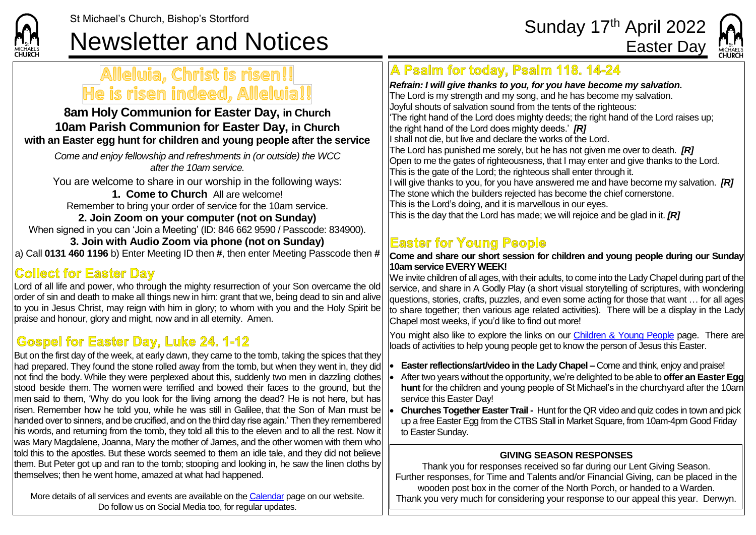St Michael's Church, Bishop's Stortford

# Newsletter and Notices

Sunday 17th April 2022
Easter Day

## Alleluia, Christ is risen!! He is risen indeed, Alleluia!!

**8am Holy Communion for Easter Day, in Church**
**10am Parish Communion for Easter Day, in Church**
**with an Easter egg hunt for children and young people after the service**

*Come and enjoy fellowship and refreshments in (or outside) the WCC after the 10am service.*

You are welcome to share in our worship in the following ways:

**1. Come to Church** All are welcome!
Remember to bring your order of service for the 10am service.

**2. Join Zoom on your computer (not on Sunday)**
When signed in you can 'Join a Meeting' (ID: 846 662 9590 / Passcode: 834900).

**3. Join with Audio Zoom via phone (not on Sunday)**
a) Call **0131 460 1196** b) Enter Meeting ID then **#**, then enter Meeting Passcode then **#**

## Collect for Easter Day

Lord of all life and power, who through the mighty resurrection of your Son overcame the old order of sin and death to make all things new in him: grant that we, being dead to sin and alive to you in Jesus Christ, may reign with him in glory; to whom with you and the Holy Spirit be praise and honour, glory and might, now and in all eternity. Amen.

## Gospel for Easter Day, Luke 24. 1-12

But on the first day of the week, at early dawn, they came to the tomb, taking the spices that they had prepared. They found the stone rolled away from the tomb, but when they went in, they did not find the body. While they were perplexed about this, suddenly two men in dazzling clothes stood beside them. The women were terrified and bowed their faces to the ground, but the men said to them, 'Why do you look for the living among the dead? He is not here, but has risen. Remember how he told you, while he was still in Galilee, that the Son of Man must be handed over to sinners, and be crucified, and on the third day rise again.' Then they remembered his words, and returning from the tomb, they told all this to the eleven and to all the rest. Now it was Mary Magdalene, Joanna, Mary the mother of James, and the other women with them who told this to the apostles. But these words seemed to them an idle tale, and they did not believe them. But Peter got up and ran to the tomb; stooping and looking in, he saw the linen cloths by themselves; then he went home, amazed at what had happened.

More details of all services and events are available on the Calendar page on our website.
Do follow us on Social Media too, for regular updates.

## A Psalm for today, Psalm 118. 14-24

***Refrain: I will give thanks to you, for you have become my salvation.***
The Lord is my strength and my song, and he has become my salvation.
Joyful shouts of salvation sound from the tents of the righteous:
'The right hand of the Lord does mighty deeds; the right hand of the Lord raises up;
the right hand of the Lord does mighty deeds.' ***[R]***
I shall not die, but live and declare the works of the Lord.
The Lord has punished me sorely, but he has not given me over to death. ***[R]***
Open to me the gates of righteousness, that I may enter and give thanks to the Lord.
This is the gate of the Lord; the righteous shall enter through it.
I will give thanks to you, for you have answered me and have become my salvation. ***[R]***
The stone which the builders rejected has become the chief cornerstone.
This is the Lord's doing, and it is marvellous in our eyes.
This is the day that the Lord has made; we will rejoice and be glad in it. ***[R]***

## Easter for Young People

**Come and share our short session for children and young people during our Sunday 10am service EVERY WEEK!**

We invite children of all ages, with their adults, to come into the Lady Chapel during part of the service, and share in A Godly Play (a short visual storytelling of scriptures, with wondering questions, stories, crafts, puzzles, and even some acting for those that want … for all ages to share together; then various age related activities). There will be a display in the Lady Chapel most weeks, if you'd like to find out more!

You might also like to explore the links on our Children & Young People page. There are loads of activities to help young people get to know the person of Jesus this Easter.

- **Easter reflections/art/video in the Lady Chapel –** Come and think, enjoy and praise!
- After two years without the opportunity, we're delighted to be able to **offer an Easter Egg hunt** for the children and young people of St Michael's in the churchyard after the 10am service this Easter Day!
- **Churches Together Easter Trail -** Hunt for the QR video and quiz codes in town and pick up a free Easter Egg from the CTBS Stall in Market Square, from 10am-4pm Good Friday to Easter Sunday.

**GIVING SEASON RESPONSES**

Thank you for responses received so far during our Lent Giving Season.
Further responses, for Time and Talents and/or Financial Giving, can be placed in the wooden post box in the corner of the North Porch, or handed to a Warden.
Thank you very much for considering your response to our appeal this year. Derwyn.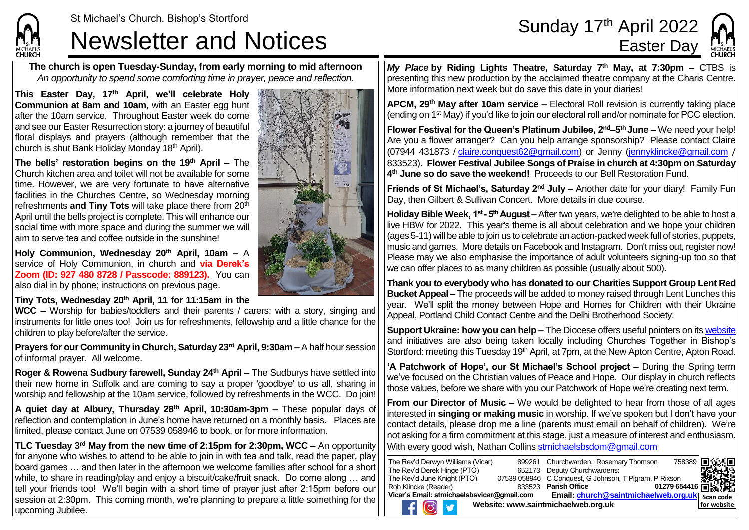St Michael's Church, Bishop's Stortford

# Newsletter and Notices

Sunday 17th April 2022
Easter Day

**The church is open Tuesday-Sunday, from early morning to mid afternoon**
*An opportunity to spend some comforting time in prayer, peace and reflection.*

**This Easter Day, 17th April, we'll celebrate Holy Communion at 8am and 10am**, with an Easter egg hunt after the 10am service. Throughout Easter week do come and see our Easter Resurrection story: a journey of beautiful floral displays and prayers (although remember that the church is shut Bank Holiday Monday 18th April).

**The bells' restoration begins on the 19th April –** The Church kitchen area and toilet will not be available for some time. However, we are very fortunate to have alternative facilities in the Churches Centre, so Wednesday morning refreshments **and Tiny Tots** will take place there from 20th April until the bells project is complete. This will enhance our social time with more space and during the summer we will aim to serve tea and coffee outside in the sunshine!

**Holy Communion, Wednesday 20th April, 10am –** A service of Holy Communion, in church and **via Derek's Zoom (ID: 927 480 8728 / Passcode: 889123).** You can also dial in by phone; instructions on previous page.

**Tiny Tots, Wednesday 20th April, 11 for 11:15am in the WCC –** Worship for babies/toddlers and their parents / carers; with a story, singing and instruments for little ones too! Join us for refreshments, fellowship and a little chance for the children to play before/after the service.

**Prayers for our Community in Church, Saturday 23rd April, 9:30am –** A half hour session of informal prayer. All welcome.

**Roger & Rowena Sudbury farewell, Sunday 24th April –** The Sudburys have settled into their new home in Suffolk and are coming to say a proper 'goodbye' to us all, sharing in worship and fellowship at the 10am service, followed by refreshments in the WCC. Do join!

**A quiet day at Albury, Thursday 28th April, 10:30am-3pm –** These popular days of reflection and contemplation in June's home have returned on a monthly basis. Places are limited, please contact June on 07539 058946 to book, or for more information.

**TLC Tuesday 3rd May from the new time of 2:15pm for 2:30pm, WCC –** An opportunity for anyone who wishes to attend to be able to join in with tea and talk, read the paper, play board games … and then later in the afternoon we welcome families after school for a short while, to share in reading/play and enjoy a biscuit/cake/fruit snack. Do come along … and tell your friends too! We'll begin with a short time of prayer just after 2:15pm before our session at 2:30pm. This coming month, we're planning to prepare a little something for the upcoming Jubilee.

***My Place* by Riding Lights Theatre, Saturday 7th May, at 7:30pm –** CTBS is presenting this new production by the acclaimed theatre company at the Charis Centre. More information next week but do save this date in your diaries!

**APCM, 29th May after 10am service –** Electoral Roll revision is currently taking place (ending on 1st May) if you'd like to join our electoral roll and/or nominate for PCC election.

**Flower Festival for the Queen's Platinum Jubilee, 2nd–5th June –** We need your help! Are you a flower arranger? Can you help arrange sponsorship? Please contact Claire (07944 431873 / claire.conquest62@gmail.com) or Jenny (jennyklincke@gmail.com / 833523). **Flower Festival Jubilee Songs of Praise in church at 4:30pm on Saturday 4th June so do save the weekend!** Proceeds to our Bell Restoration Fund.

**Friends of St Michael's, Saturday 2nd July –** Another date for your diary! Family Fun Day, then Gilbert & Sullivan Concert. More details in due course.

**Holiday Bible Week, 1st - 5th August –** After two years, we're delighted to be able to host a live HBW for 2022. This year's theme is all about celebration and we hope your children (ages 5-11) will be able to join us to celebrate an action-packed week full of stories, puppets, music and games. More details on Facebook and Instagram. Don't miss out, register now! Please may we also emphasise the importance of adult volunteers signing-up too so that we can offer places to as many children as possible (usually about 500).

**Thank you to everybody who has donated to our Charities Support Group Lent Red Bucket Appeal –** The proceeds will be added to money raised through Lent Lunches this year. We'll split the money between Hope and Homes for Children with their Ukraine Appeal, Portland Child Contact Centre and the Delhi Brotherhood Society.

**Support Ukraine: how you can help –** The Diocese offers useful pointers on its website and initiatives are also being taken locally including Churches Together in Bishop's Stortford: meeting this Tuesday 19th April, at 7pm, at the New Apton Centre, Apton Road.

**'A Patchwork of Hope', our St Michael's School project –** During the Spring term we've focused on the Christian values of Peace and Hope. Our display in church reflects those values, before we share with you our Patchwork of Hope we're creating next term.

**From our Director of Music –** We would be delighted to hear from those of all ages interested in **singing or making music** in worship. If we've spoken but I don't have your contact details, please drop me a line (parents must email on behalf of children). We're not asking for a firm commitment at this stage, just a measure of interest and enthusiasm. With every good wish, Nathan Collins stmichaelsbsdom@gmail.com

| | | | |
|---|---|---|---|
| The Rev'd Derwyn Williams (Vicar) | 899261 | Churchwarden: Rosemary Thomson | 758389 |
| The Rev'd Derek Hinge (PTO) | 652173 | Deputy Churchwardens: | |
| The Rev'd June Knight (PTO) | 07539 058946 | C Conquest, G Johnson, T Pigram, P Rixson | |
| Rob Klincke (Reader) | 833523 | **Parish Office** | **01279 654416** |

**Vicar's Email: stmichaelsbsvicar@gmail.com** **Email: church@saintmichaelweb.org.uk**
**Website: www.saintmichaelweb.org.uk**
Scan code for website